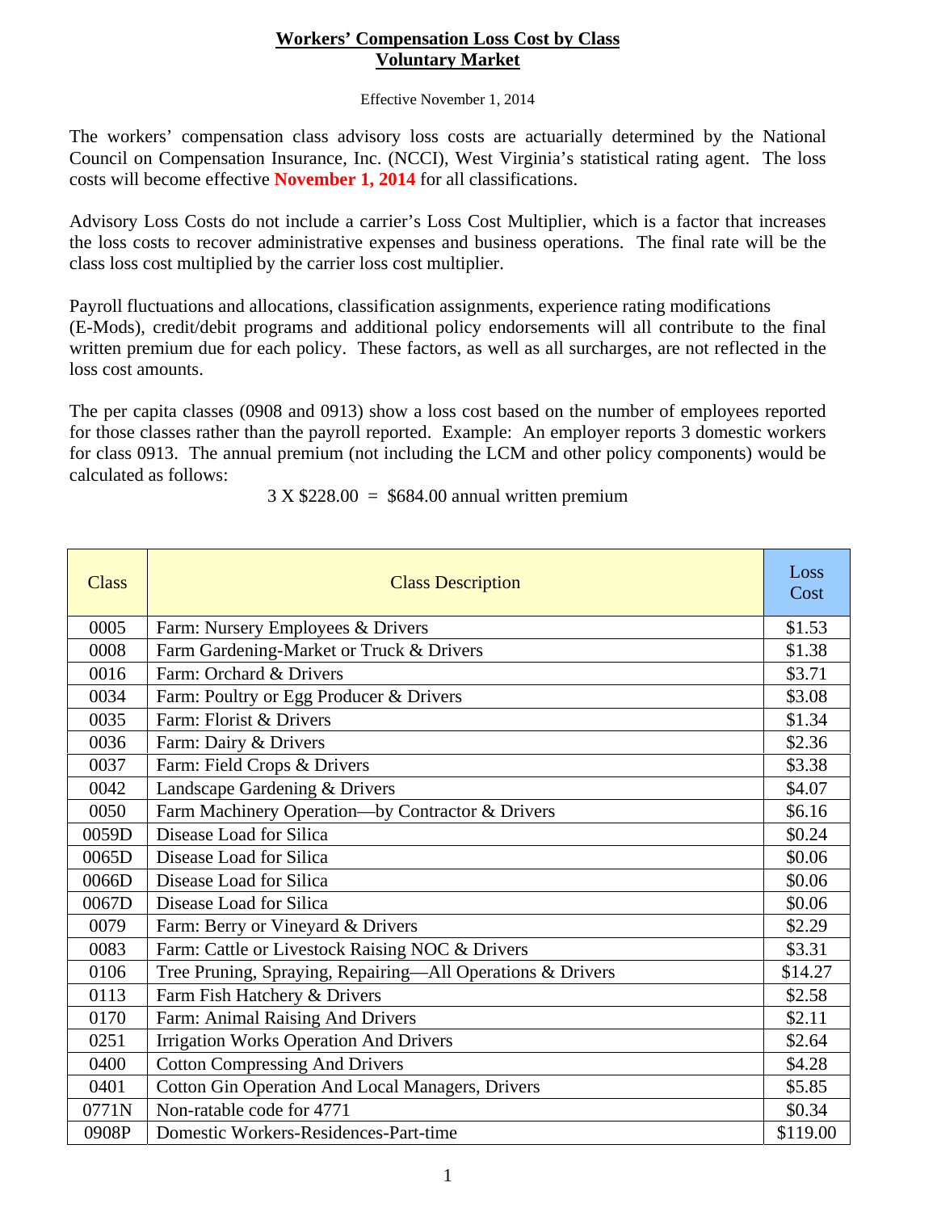# Workers' Compensation Loss Cost by Class
## Voluntary Market

Effective November 1, 2014

The workers' compensation class advisory loss costs are actuarially determined by the National Council on Compensation Insurance, Inc. (NCCI), West Virginia's statistical rating agent. The loss costs will become effective **November 1, 2014** for all classifications.

Advisory Loss Costs do not include a carrier's Loss Cost Multiplier, which is a factor that increases the loss costs to recover administrative expenses and business operations. The final rate will be the class loss cost multiplied by the carrier loss cost multiplier.

Payroll fluctuations and allocations, classification assignments, experience rating modifications (E-Mods), credit/debit programs and additional policy endorsements will all contribute to the final written premium due for each policy. These factors, as well as all surcharges, are not reflected in the loss cost amounts.

The per capita classes (0908 and 0913) show a loss cost based on the number of employees reported for those classes rather than the payroll reported. Example: An employer reports 3 domestic workers for class 0913. The annual premium (not including the LCM and other policy components) would be calculated as follows:

3 X $228.00 = $684.00 annual written premium

| Class | Class Description | Loss Cost |
|---|---|---|
| 0005 | Farm: Nursery Employees & Drivers | $1.53 |
| 0008 | Farm Gardening-Market or Truck & Drivers | $1.38 |
| 0016 | Farm: Orchard & Drivers | $3.71 |
| 0034 | Farm: Poultry or Egg Producer & Drivers | $3.08 |
| 0035 | Farm: Florist & Drivers | $1.34 |
| 0036 | Farm: Dairy & Drivers | $2.36 |
| 0037 | Farm: Field Crops & Drivers | $3.38 |
| 0042 | Landscape Gardening & Drivers | $4.07 |
| 0050 | Farm Machinery Operation—by Contractor & Drivers | $6.16 |
| 0059D | Disease Load for Silica | $0.24 |
| 0065D | Disease Load for Silica | $0.06 |
| 0066D | Disease Load for Silica | $0.06 |
| 0067D | Disease Load for Silica | $0.06 |
| 0079 | Farm: Berry or Vineyard & Drivers | $2.29 |
| 0083 | Farm: Cattle or Livestock Raising NOC & Drivers | $3.31 |
| 0106 | Tree Pruning, Spraying, Repairing—All Operations & Drivers | $14.27 |
| 0113 | Farm Fish Hatchery & Drivers | $2.58 |
| 0170 | Farm: Animal Raising And Drivers | $2.11 |
| 0251 | Irrigation Works Operation And Drivers | $2.64 |
| 0400 | Cotton Compressing And Drivers | $4.28 |
| 0401 | Cotton Gin Operation And Local Managers, Drivers | $5.85 |
| 0771N | Non-ratable code for 4771 | $0.34 |
| 0908P | Domestic Workers-Residences-Part-time | $119.00 |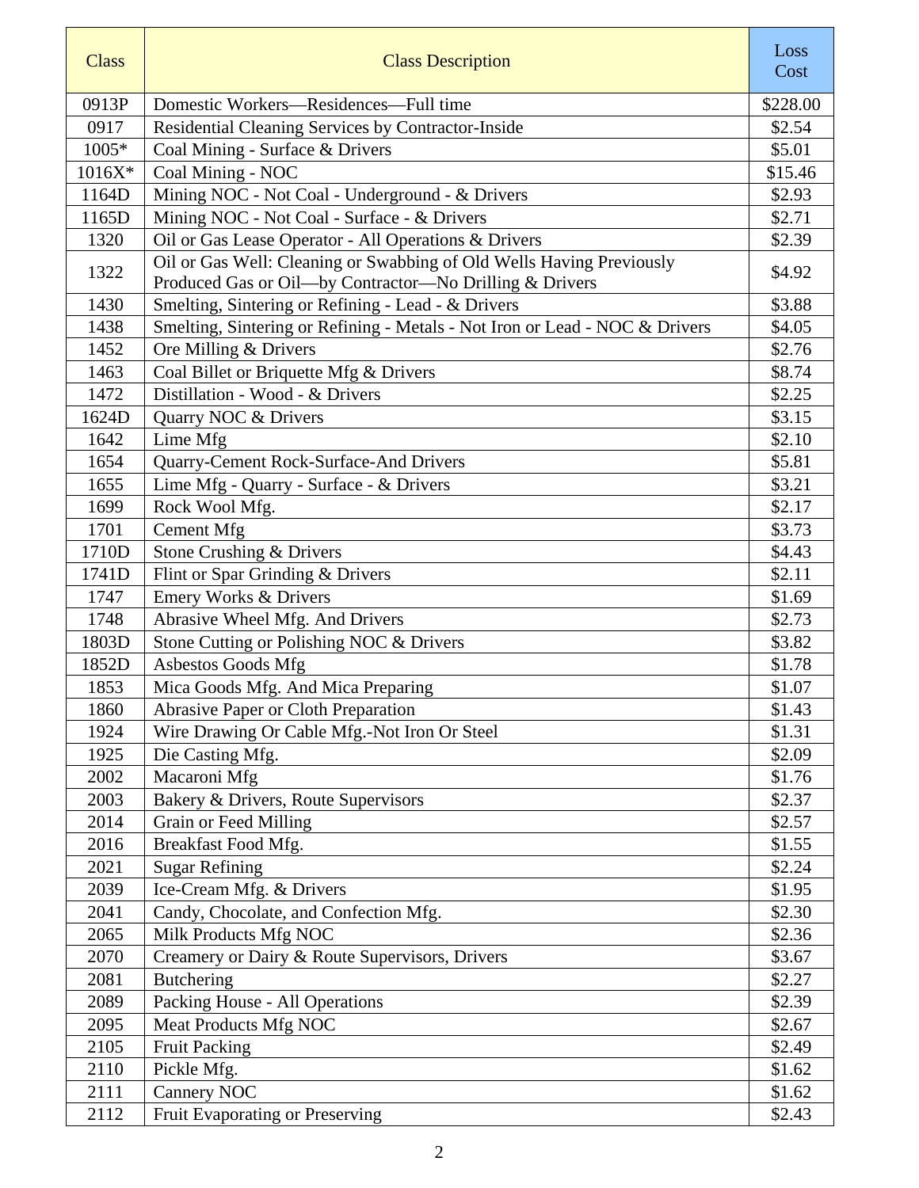| Class | Class Description | Loss Cost |
|---|---|---|
| 0913P | Domestic Workers—Residences—Full time | $228.00 |
| 0917 | Residential Cleaning Services by Contractor-Inside | $2.54 |
| 1005* | Coal Mining - Surface & Drivers | $5.01 |
| 1016X* | Coal Mining - NOC | $15.46 |
| 1164D | Mining NOC - Not Coal - Underground - & Drivers | $2.93 |
| 1165D | Mining NOC - Not Coal - Surface - & Drivers | $2.71 |
| 1320 | Oil or Gas Lease Operator - All Operations & Drivers | $2.39 |
| 1322 | Oil or Gas Well: Cleaning or Swabbing of Old Wells Having Previously Produced Gas or Oil—by Contractor—No Drilling & Drivers | $4.92 |
| 1430 | Smelting, Sintering or Refining - Lead - & Drivers | $3.88 |
| 1438 | Smelting, Sintering or Refining - Metals - Not Iron or Lead - NOC & Drivers | $4.05 |
| 1452 | Ore Milling & Drivers | $2.76 |
| 1463 | Coal Billet or Briquette Mfg & Drivers | $8.74 |
| 1472 | Distillation - Wood - & Drivers | $2.25 |
| 1624D | Quarry NOC & Drivers | $3.15 |
| 1642 | Lime Mfg | $2.10 |
| 1654 | Quarry-Cement Rock-Surface-And Drivers | $5.81 |
| 1655 | Lime Mfg - Quarry - Surface - & Drivers | $3.21 |
| 1699 | Rock Wool Mfg. | $2.17 |
| 1701 | Cement Mfg | $3.73 |
| 1710D | Stone Crushing & Drivers | $4.43 |
| 1741D | Flint or Spar Grinding & Drivers | $2.11 |
| 1747 | Emery Works & Drivers | $1.69 |
| 1748 | Abrasive Wheel Mfg. And Drivers | $2.73 |
| 1803D | Stone Cutting or Polishing NOC & Drivers | $3.82 |
| 1852D | Asbestos Goods Mfg | $1.78 |
| 1853 | Mica Goods Mfg. And Mica Preparing | $1.07 |
| 1860 | Abrasive Paper or Cloth Preparation | $1.43 |
| 1924 | Wire Drawing Or Cable Mfg.-Not Iron Or Steel | $1.31 |
| 1925 | Die Casting Mfg. | $2.09 |
| 2002 | Macaroni Mfg | $1.76 |
| 2003 | Bakery & Drivers, Route Supervisors | $2.37 |
| 2014 | Grain or Feed Milling | $2.57 |
| 2016 | Breakfast Food Mfg. | $1.55 |
| 2021 | Sugar Refining | $2.24 |
| 2039 | Ice-Cream Mfg. & Drivers | $1.95 |
| 2041 | Candy, Chocolate, and Confection Mfg. | $2.30 |
| 2065 | Milk Products Mfg NOC | $2.36 |
| 2070 | Creamery or Dairy & Route Supervisors, Drivers | $3.67 |
| 2081 | Butchering | $2.27 |
| 2089 | Packing House - All Operations | $2.39 |
| 2095 | Meat Products Mfg NOC | $2.67 |
| 2105 | Fruit Packing | $2.49 |
| 2110 | Pickle Mfg. | $1.62 |
| 2111 | Cannery NOC | $1.62 |
| 2112 | Fruit Evaporating or Preserving | $2.43 |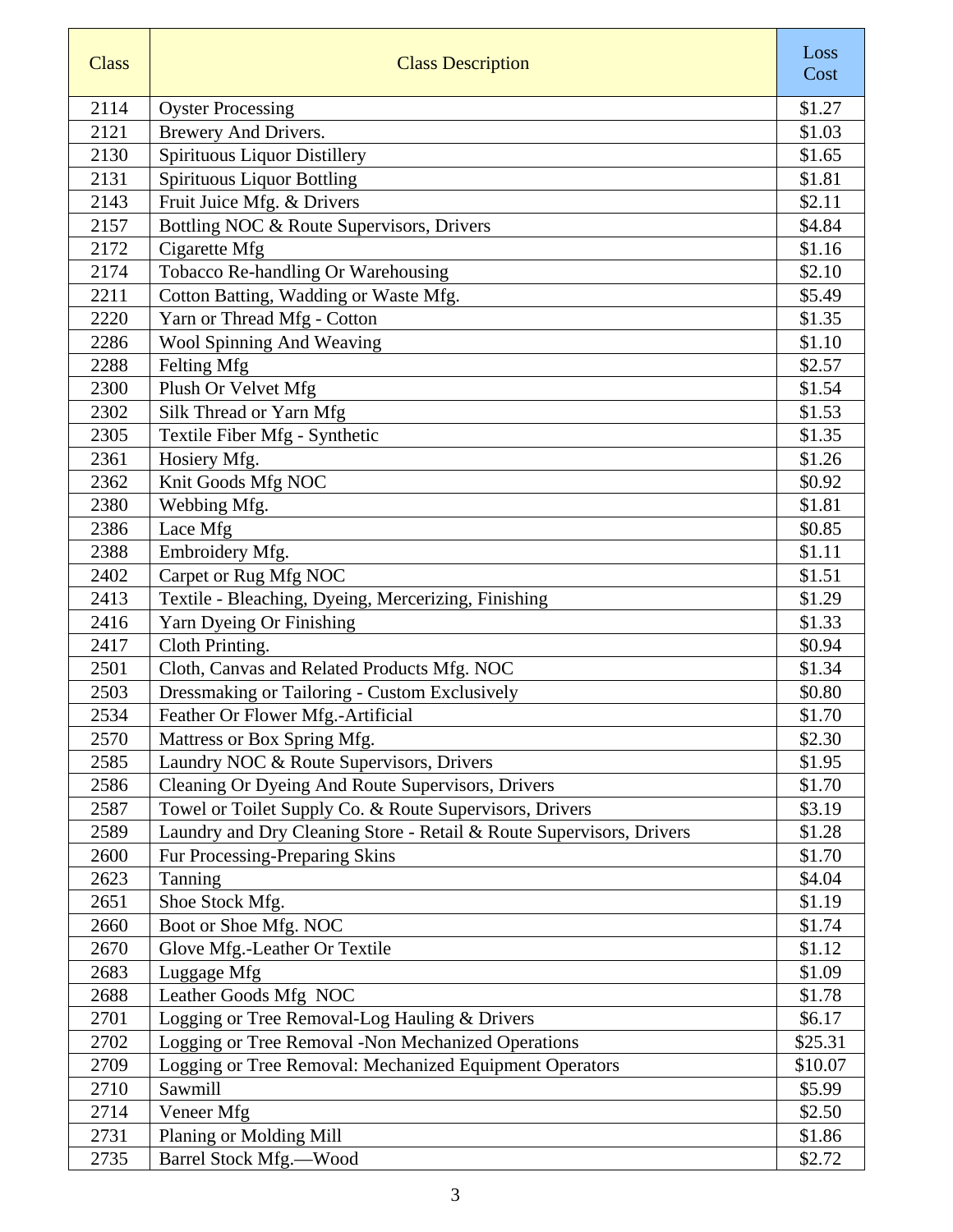| Class | Class Description | Loss Cost |
|---|---|---|
| 2114 | Oyster Processing | $1.27 |
| 2121 | Brewery And Drivers. | $1.03 |
| 2130 | Spirituous Liquor Distillery | $1.65 |
| 2131 | Spirituous Liquor Bottling | $1.81 |
| 2143 | Fruit Juice Mfg. & Drivers | $2.11 |
| 2157 | Bottling NOC & Route Supervisors, Drivers | $4.84 |
| 2172 | Cigarette Mfg | $1.16 |
| 2174 | Tobacco Re-handling Or Warehousing | $2.10 |
| 2211 | Cotton Batting, Wadding or Waste Mfg. | $5.49 |
| 2220 | Yarn or Thread Mfg - Cotton | $1.35 |
| 2286 | Wool Spinning And Weaving | $1.10 |
| 2288 | Felting Mfg | $2.57 |
| 2300 | Plush Or Velvet Mfg | $1.54 |
| 2302 | Silk Thread or Yarn Mfg | $1.53 |
| 2305 | Textile Fiber Mfg - Synthetic | $1.35 |
| 2361 | Hosiery Mfg. | $1.26 |
| 2362 | Knit Goods Mfg NOC | $0.92 |
| 2380 | Webbing Mfg. | $1.81 |
| 2386 | Lace Mfg | $0.85 |
| 2388 | Embroidery Mfg. | $1.11 |
| 2402 | Carpet or Rug Mfg NOC | $1.51 |
| 2413 | Textile - Bleaching, Dyeing, Mercerizing, Finishing | $1.29 |
| 2416 | Yarn Dyeing Or Finishing | $1.33 |
| 2417 | Cloth Printing. | $0.94 |
| 2501 | Cloth, Canvas and Related Products Mfg. NOC | $1.34 |
| 2503 | Dressmaking or Tailoring - Custom Exclusively | $0.80 |
| 2534 | Feather Or Flower Mfg.-Artificial | $1.70 |
| 2570 | Mattress or Box Spring Mfg. | $2.30 |
| 2585 | Laundry NOC & Route Supervisors, Drivers | $1.95 |
| 2586 | Cleaning Or Dyeing And Route Supervisors, Drivers | $1.70 |
| 2587 | Towel or Toilet Supply Co. & Route Supervisors, Drivers | $3.19 |
| 2589 | Laundry and Dry Cleaning Store - Retail & Route Supervisors, Drivers | $1.28 |
| 2600 | Fur Processing-Preparing Skins | $1.70 |
| 2623 | Tanning | $4.04 |
| 2651 | Shoe Stock Mfg. | $1.19 |
| 2660 | Boot or Shoe Mfg. NOC | $1.74 |
| 2670 | Glove Mfg.-Leather Or Textile | $1.12 |
| 2683 | Luggage Mfg | $1.09 |
| 2688 | Leather Goods Mfg NOC | $1.78 |
| 2701 | Logging or Tree Removal-Log Hauling & Drivers | $6.17 |
| 2702 | Logging or Tree Removal -Non Mechanized Operations | $25.31 |
| 2709 | Logging or Tree Removal: Mechanized Equipment Operators | $10.07 |
| 2710 | Sawmill | $5.99 |
| 2714 | Veneer Mfg | $2.50 |
| 2731 | Planing or Molding Mill | $1.86 |
| 2735 | Barrel Stock Mfg.—Wood | $2.72 |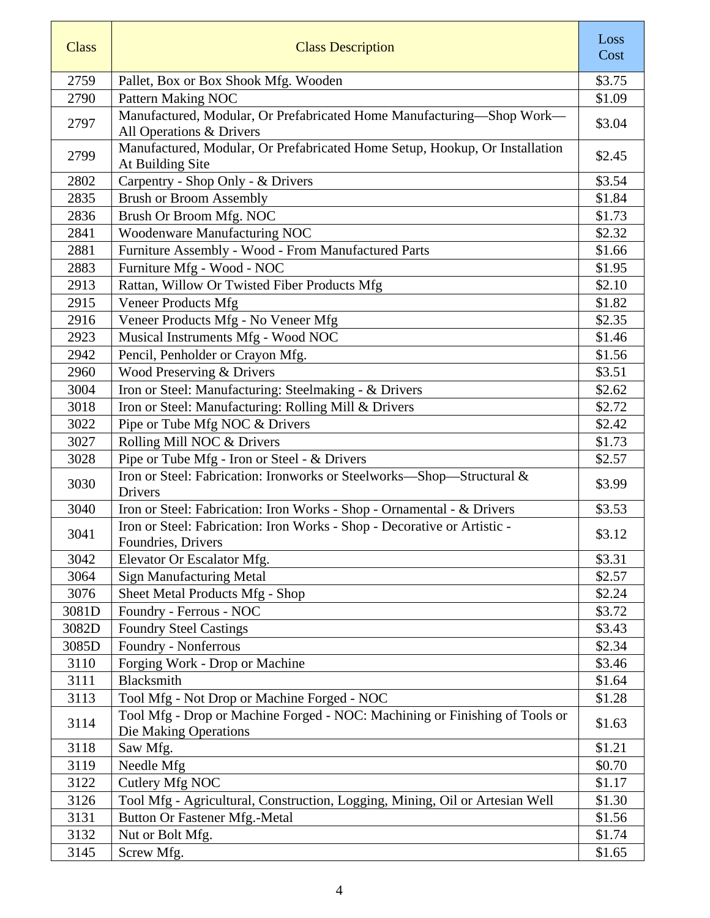| Class | Class Description | Loss Cost |
|---|---|---|
| 2759 | Pallet, Box or Box Shook Mfg. Wooden | $3.75 |
| 2790 | Pattern Making NOC | $1.09 |
| 2797 | Manufactured, Modular, Or Prefabricated Home Manufacturing—Shop Work—All Operations & Drivers | $3.04 |
| 2799 | Manufactured, Modular, Or Prefabricated Home Setup, Hookup, Or Installation At Building Site | $2.45 |
| 2802 | Carpentry - Shop Only - & Drivers | $3.54 |
| 2835 | Brush or Broom Assembly | $1.84 |
| 2836 | Brush Or Broom Mfg. NOC | $1.73 |
| 2841 | Woodenware Manufacturing NOC | $2.32 |
| 2881 | Furniture Assembly - Wood - From Manufactured Parts | $1.66 |
| 2883 | Furniture Mfg - Wood - NOC | $1.95 |
| 2913 | Rattan, Willow Or Twisted Fiber Products Mfg | $2.10 |
| 2915 | Veneer Products Mfg | $1.82 |
| 2916 | Veneer Products Mfg - No Veneer Mfg | $2.35 |
| 2923 | Musical Instruments Mfg - Wood NOC | $1.46 |
| 2942 | Pencil, Penholder or Crayon Mfg. | $1.56 |
| 2960 | Wood Preserving & Drivers | $3.51 |
| 3004 | Iron or Steel: Manufacturing: Steelmaking - & Drivers | $2.62 |
| 3018 | Iron or Steel: Manufacturing: Rolling Mill & Drivers | $2.72 |
| 3022 | Pipe or Tube Mfg NOC & Drivers | $2.42 |
| 3027 | Rolling Mill NOC & Drivers | $1.73 |
| 3028 | Pipe or Tube Mfg - Iron or Steel - & Drivers | $2.57 |
| 3030 | Iron or Steel: Fabrication: Ironworks or Steelworks—Shop—Structural & Drivers | $3.99 |
| 3040 | Iron or Steel: Fabrication: Iron Works - Shop - Ornamental - & Drivers | $3.53 |
| 3041 | Iron or Steel: Fabrication: Iron Works - Shop - Decorative or Artistic - Foundries, Drivers | $3.12 |
| 3042 | Elevator Or Escalator Mfg. | $3.31 |
| 3064 | Sign Manufacturing Metal | $2.57 |
| 3076 | Sheet Metal Products Mfg - Shop | $2.24 |
| 3081D | Foundry - Ferrous - NOC | $3.72 |
| 3082D | Foundry Steel Castings | $3.43 |
| 3085D | Foundry - Nonferrous | $2.34 |
| 3110 | Forging Work - Drop or Machine | $3.46 |
| 3111 | Blacksmith | $1.64 |
| 3113 | Tool Mfg - Not Drop or Machine Forged - NOC | $1.28 |
| 3114 | Tool Mfg - Drop or Machine Forged - NOC: Machining or Finishing of Tools or Die Making Operations | $1.63 |
| 3118 | Saw Mfg. | $1.21 |
| 3119 | Needle Mfg | $0.70 |
| 3122 | Cutlery Mfg NOC | $1.17 |
| 3126 | Tool Mfg - Agricultural, Construction, Logging, Mining, Oil or Artesian Well | $1.30 |
| 3131 | Button Or Fastener Mfg.-Metal | $1.56 |
| 3132 | Nut or Bolt Mfg. | $1.74 |
| 3145 | Screw Mfg. | $1.65 |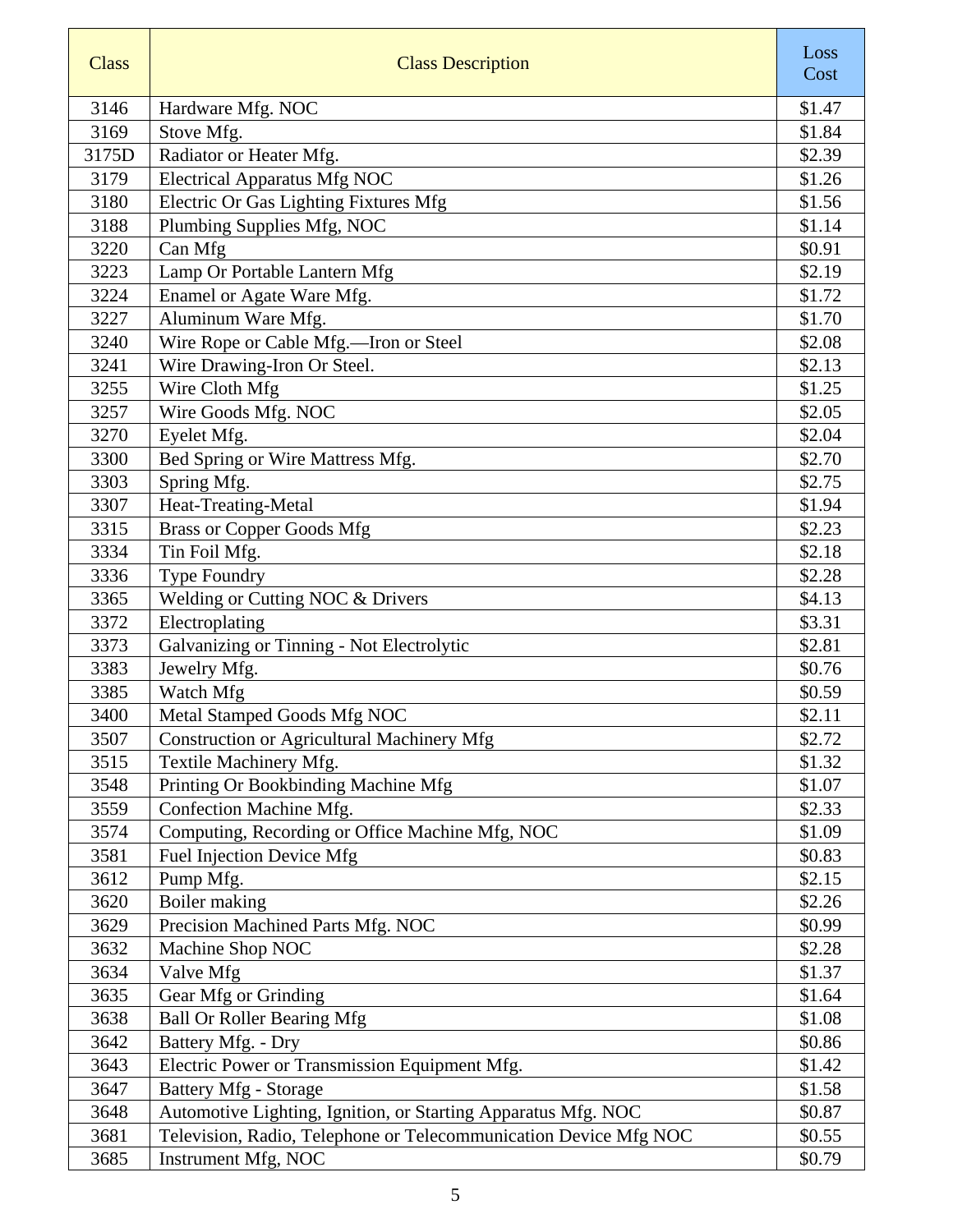| Class | Class Description | Loss Cost |
|---|---|---|
| 3146 | Hardware Mfg. NOC | $1.47 |
| 3169 | Stove Mfg. | $1.84 |
| 3175D | Radiator or Heater Mfg. | $2.39 |
| 3179 | Electrical Apparatus Mfg NOC | $1.26 |
| 3180 | Electric Or Gas Lighting Fixtures Mfg | $1.56 |
| 3188 | Plumbing Supplies Mfg, NOC | $1.14 |
| 3220 | Can Mfg | $0.91 |
| 3223 | Lamp Or Portable Lantern Mfg | $2.19 |
| 3224 | Enamel or Agate Ware Mfg. | $1.72 |
| 3227 | Aluminum Ware Mfg. | $1.70 |
| 3240 | Wire Rope or Cable Mfg.—Iron or Steel | $2.08 |
| 3241 | Wire Drawing-Iron Or Steel. | $2.13 |
| 3255 | Wire Cloth Mfg | $1.25 |
| 3257 | Wire Goods Mfg. NOC | $2.05 |
| 3270 | Eyelet Mfg. | $2.04 |
| 3300 | Bed Spring or Wire Mattress Mfg. | $2.70 |
| 3303 | Spring Mfg. | $2.75 |
| 3307 | Heat-Treating-Metal | $1.94 |
| 3315 | Brass or Copper Goods Mfg | $2.23 |
| 3334 | Tin Foil Mfg. | $2.18 |
| 3336 | Type Foundry | $2.28 |
| 3365 | Welding or Cutting NOC & Drivers | $4.13 |
| 3372 | Electroplating | $3.31 |
| 3373 | Galvanizing or Tinning - Not Electrolytic | $2.81 |
| 3383 | Jewelry Mfg. | $0.76 |
| 3385 | Watch Mfg | $0.59 |
| 3400 | Metal Stamped Goods Mfg NOC | $2.11 |
| 3507 | Construction or Agricultural Machinery Mfg | $2.72 |
| 3515 | Textile Machinery Mfg. | $1.32 |
| 3548 | Printing Or Bookbinding Machine Mfg | $1.07 |
| 3559 | Confection Machine Mfg. | $2.33 |
| 3574 | Computing, Recording or Office Machine Mfg, NOC | $1.09 |
| 3581 | Fuel Injection Device Mfg | $0.83 |
| 3612 | Pump Mfg. | $2.15 |
| 3620 | Boiler making | $2.26 |
| 3629 | Precision Machined Parts Mfg. NOC | $0.99 |
| 3632 | Machine Shop NOC | $2.28 |
| 3634 | Valve Mfg | $1.37 |
| 3635 | Gear Mfg or Grinding | $1.64 |
| 3638 | Ball Or Roller Bearing Mfg | $1.08 |
| 3642 | Battery Mfg. - Dry | $0.86 |
| 3643 | Electric Power or Transmission Equipment Mfg. | $1.42 |
| 3647 | Battery Mfg - Storage | $1.58 |
| 3648 | Automotive Lighting, Ignition, or Starting Apparatus Mfg. NOC | $0.87 |
| 3681 | Television, Radio, Telephone or Telecommunication Device Mfg NOC | $0.55 |
| 3685 | Instrument Mfg, NOC | $0.79 |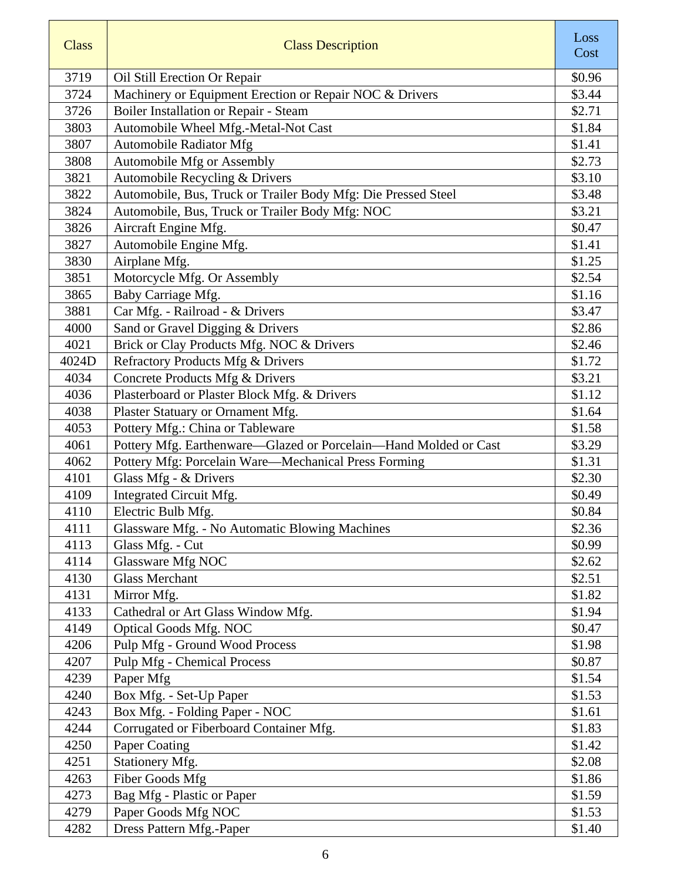| Class | Class Description | Loss Cost |
|---|---|---|
| 3719 | Oil Still Erection Or Repair | $0.96 |
| 3724 | Machinery or Equipment Erection or Repair NOC & Drivers | $3.44 |
| 3726 | Boiler Installation or Repair - Steam | $2.71 |
| 3803 | Automobile Wheel Mfg.-Metal-Not Cast | $1.84 |
| 3807 | Automobile Radiator Mfg | $1.41 |
| 3808 | Automobile Mfg or Assembly | $2.73 |
| 3821 | Automobile Recycling & Drivers | $3.10 |
| 3822 | Automobile, Bus, Truck or Trailer Body Mfg: Die Pressed Steel | $3.48 |
| 3824 | Automobile, Bus, Truck or Trailer Body Mfg: NOC | $3.21 |
| 3826 | Aircraft Engine Mfg. | $0.47 |
| 3827 | Automobile Engine Mfg. | $1.41 |
| 3830 | Airplane Mfg. | $1.25 |
| 3851 | Motorcycle Mfg. Or Assembly | $2.54 |
| 3865 | Baby Carriage Mfg. | $1.16 |
| 3881 | Car Mfg. - Railroad - & Drivers | $3.47 |
| 4000 | Sand or Gravel Digging & Drivers | $2.86 |
| 4021 | Brick or Clay Products Mfg. NOC & Drivers | $2.46 |
| 4024D | Refractory Products Mfg & Drivers | $1.72 |
| 4034 | Concrete Products Mfg & Drivers | $3.21 |
| 4036 | Plasterboard or Plaster Block Mfg. & Drivers | $1.12 |
| 4038 | Plaster Statuary or Ornament Mfg. | $1.64 |
| 4053 | Pottery Mfg.: China or Tableware | $1.58 |
| 4061 | Pottery Mfg. Earthenware—Glazed or Porcelain—Hand Molded or Cast | $3.29 |
| 4062 | Pottery Mfg: Porcelain Ware—Mechanical Press Forming | $1.31 |
| 4101 | Glass Mfg - & Drivers | $2.30 |
| 4109 | Integrated Circuit Mfg. | $0.49 |
| 4110 | Electric Bulb Mfg. | $0.84 |
| 4111 | Glassware Mfg. - No Automatic Blowing Machines | $2.36 |
| 4113 | Glass Mfg. - Cut | $0.99 |
| 4114 | Glassware Mfg NOC | $2.62 |
| 4130 | Glass Merchant | $2.51 |
| 4131 | Mirror Mfg. | $1.82 |
| 4133 | Cathedral or Art Glass Window Mfg. | $1.94 |
| 4149 | Optical Goods Mfg. NOC | $0.47 |
| 4206 | Pulp Mfg - Ground Wood Process | $1.98 |
| 4207 | Pulp Mfg - Chemical Process | $0.87 |
| 4239 | Paper Mfg | $1.54 |
| 4240 | Box Mfg. - Set-Up Paper | $1.53 |
| 4243 | Box Mfg. - Folding Paper - NOC | $1.61 |
| 4244 | Corrugated or Fiberboard Container Mfg. | $1.83 |
| 4250 | Paper Coating | $1.42 |
| 4251 | Stationery Mfg. | $2.08 |
| 4263 | Fiber Goods Mfg | $1.86 |
| 4273 | Bag Mfg - Plastic or Paper | $1.59 |
| 4279 | Paper Goods Mfg NOC | $1.53 |
| 4282 | Dress Pattern Mfg.-Paper | $1.40 |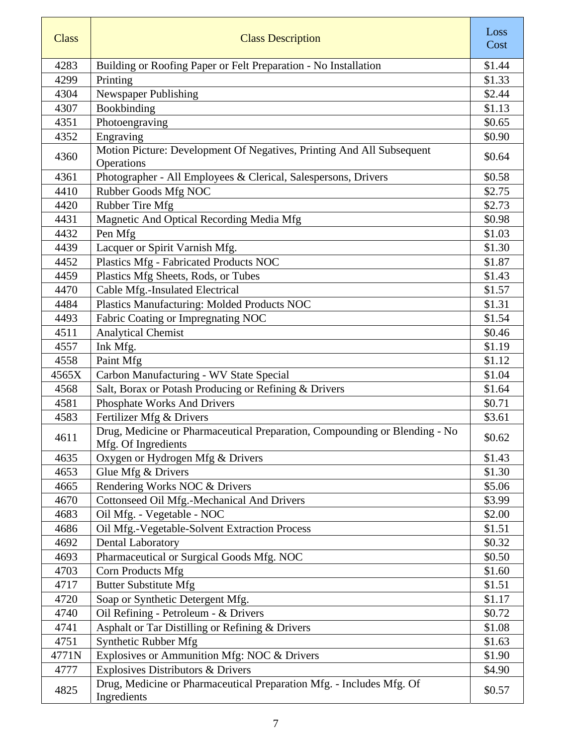| Class | Class Description | Loss Cost |
|---|---|---|
| 4283 | Building or Roofing Paper or Felt Preparation - No Installation | $1.44 |
| 4299 | Printing | $1.33 |
| 4304 | Newspaper Publishing | $2.44 |
| 4307 | Bookbinding | $1.13 |
| 4351 | Photoengraving | $0.65 |
| 4352 | Engraving | $0.90 |
| 4360 | Motion Picture: Development Of Negatives, Printing And All Subsequent Operations | $0.64 |
| 4361 | Photographer - All Employees & Clerical, Salespersons, Drivers | $0.58 |
| 4410 | Rubber Goods Mfg NOC | $2.75 |
| 4420 | Rubber Tire Mfg | $2.73 |
| 4431 | Magnetic And Optical Recording Media Mfg | $0.98 |
| 4432 | Pen Mfg | $1.03 |
| 4439 | Lacquer or Spirit Varnish Mfg. | $1.30 |
| 4452 | Plastics Mfg - Fabricated Products NOC | $1.87 |
| 4459 | Plastics Mfg Sheets, Rods, or Tubes | $1.43 |
| 4470 | Cable Mfg.-Insulated Electrical | $1.57 |
| 4484 | Plastics Manufacturing: Molded Products NOC | $1.31 |
| 4493 | Fabric Coating or Impregnating NOC | $1.54 |
| 4511 | Analytical Chemist | $0.46 |
| 4557 | Ink Mfg. | $1.19 |
| 4558 | Paint Mfg | $1.12 |
| 4565X | Carbon Manufacturing - WV State Special | $1.04 |
| 4568 | Salt, Borax or Potash Producing or Refining & Drivers | $1.64 |
| 4581 | Phosphate Works And Drivers | $0.71 |
| 4583 | Fertilizer Mfg & Drivers | $3.61 |
| 4611 | Drug, Medicine or Pharmaceutical Preparation, Compounding or Blending - No Mfg. Of Ingredients | $0.62 |
| 4635 | Oxygen or Hydrogen Mfg & Drivers | $1.43 |
| 4653 | Glue Mfg & Drivers | $1.30 |
| 4665 | Rendering Works NOC & Drivers | $5.06 |
| 4670 | Cottonseed Oil Mfg.-Mechanical And Drivers | $3.99 |
| 4683 | Oil Mfg. - Vegetable - NOC | $2.00 |
| 4686 | Oil Mfg.-Vegetable-Solvent Extraction Process | $1.51 |
| 4692 | Dental Laboratory | $0.32 |
| 4693 | Pharmaceutical or Surgical Goods Mfg. NOC | $0.50 |
| 4703 | Corn Products Mfg | $1.60 |
| 4717 | Butter Substitute Mfg | $1.51 |
| 4720 | Soap or Synthetic Detergent Mfg. | $1.17 |
| 4740 | Oil Refining - Petroleum - & Drivers | $0.72 |
| 4741 | Asphalt or Tar Distilling or Refining & Drivers | $1.08 |
| 4751 | Synthetic Rubber Mfg | $1.63 |
| 4771N | Explosives or Ammunition Mfg: NOC & Drivers | $1.90 |
| 4777 | Explosives Distributors & Drivers | $4.90 |
| 4825 | Drug, Medicine or Pharmaceutical Preparation Mfg. - Includes Mfg. Of Ingredients | $0.57 |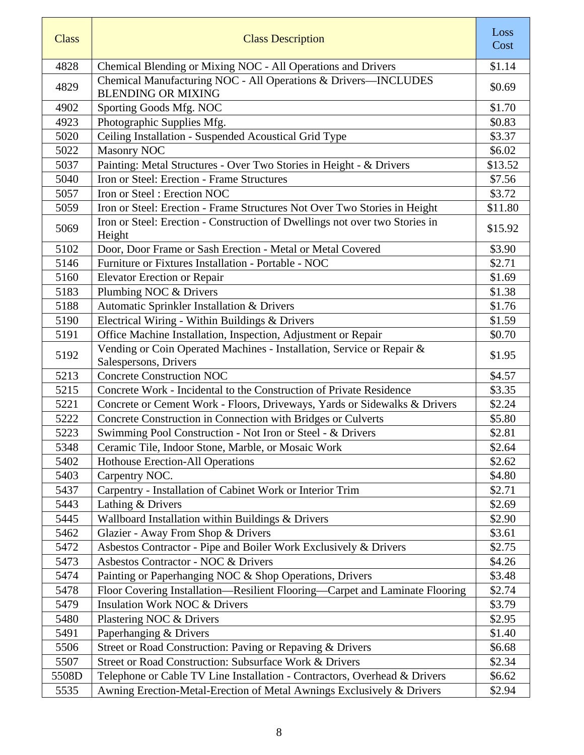| Class | Class Description | Loss Cost |
|---|---|---|
| 4828 | Chemical Blending or Mixing NOC - All Operations and Drivers | $1.14 |
| 4829 | Chemical Manufacturing NOC - All Operations & Drivers—INCLUDES BLENDING OR MIXING | $0.69 |
| 4902 | Sporting Goods Mfg. NOC | $1.70 |
| 4923 | Photographic Supplies Mfg. | $0.83 |
| 5020 | Ceiling Installation - Suspended Acoustical Grid Type | $3.37 |
| 5022 | Masonry NOC | $6.02 |
| 5037 | Painting: Metal Structures - Over Two Stories in Height - & Drivers | $13.52 |
| 5040 | Iron or Steel: Erection - Frame Structures | $7.56 |
| 5057 | Iron or Steel : Erection NOC | $3.72 |
| 5059 | Iron or Steel: Erection - Frame Structures Not Over Two Stories in Height | $11.80 |
| 5069 | Iron or Steel: Erection - Construction of Dwellings not over two Stories in Height | $15.92 |
| 5102 | Door, Door Frame or Sash Erection - Metal or Metal Covered | $3.90 |
| 5146 | Furniture or Fixtures Installation - Portable - NOC | $2.71 |
| 5160 | Elevator Erection or Repair | $1.69 |
| 5183 | Plumbing NOC & Drivers | $1.38 |
| 5188 | Automatic Sprinkler Installation & Drivers | $1.76 |
| 5190 | Electrical Wiring - Within Buildings & Drivers | $1.59 |
| 5191 | Office Machine Installation, Inspection, Adjustment or Repair | $0.70 |
| 5192 | Vending or Coin Operated Machines - Installation, Service or Repair & Salespersons, Drivers | $1.95 |
| 5213 | Concrete Construction NOC | $4.57 |
| 5215 | Concrete Work - Incidental to the Construction of Private Residence | $3.35 |
| 5221 | Concrete or Cement Work - Floors, Driveways, Yards or Sidewalks & Drivers | $2.24 |
| 5222 | Concrete Construction in Connection with Bridges or Culverts | $5.80 |
| 5223 | Swimming Pool Construction - Not Iron or Steel - & Drivers | $2.81 |
| 5348 | Ceramic Tile, Indoor Stone, Marble, or Mosaic Work | $2.64 |
| 5402 | Hothouse Erection-All Operations | $2.62 |
| 5403 | Carpentry NOC. | $4.80 |
| 5437 | Carpentry - Installation of Cabinet Work or Interior Trim | $2.71 |
| 5443 | Lathing & Drivers | $2.69 |
| 5445 | Wallboard Installation within Buildings & Drivers | $2.90 |
| 5462 | Glazier - Away From Shop & Drivers | $3.61 |
| 5472 | Asbestos Contractor - Pipe and Boiler Work Exclusively & Drivers | $2.75 |
| 5473 | Asbestos Contractor - NOC & Drivers | $4.26 |
| 5474 | Painting or Paperhanging NOC & Shop Operations, Drivers | $3.48 |
| 5478 | Floor Covering Installation—Resilient Flooring—Carpet and Laminate Flooring | $2.74 |
| 5479 | Insulation Work NOC & Drivers | $3.79 |
| 5480 | Plastering NOC & Drivers | $2.95 |
| 5491 | Paperhanging & Drivers | $1.40 |
| 5506 | Street or Road Construction: Paving or Repaving & Drivers | $6.68 |
| 5507 | Street or Road Construction: Subsurface Work & Drivers | $2.34 |
| 5508D | Telephone or Cable TV Line Installation - Contractors, Overhead & Drivers | $6.62 |
| 5535 | Awning Erection-Metal-Erection of Metal Awnings Exclusively & Drivers | $2.94 |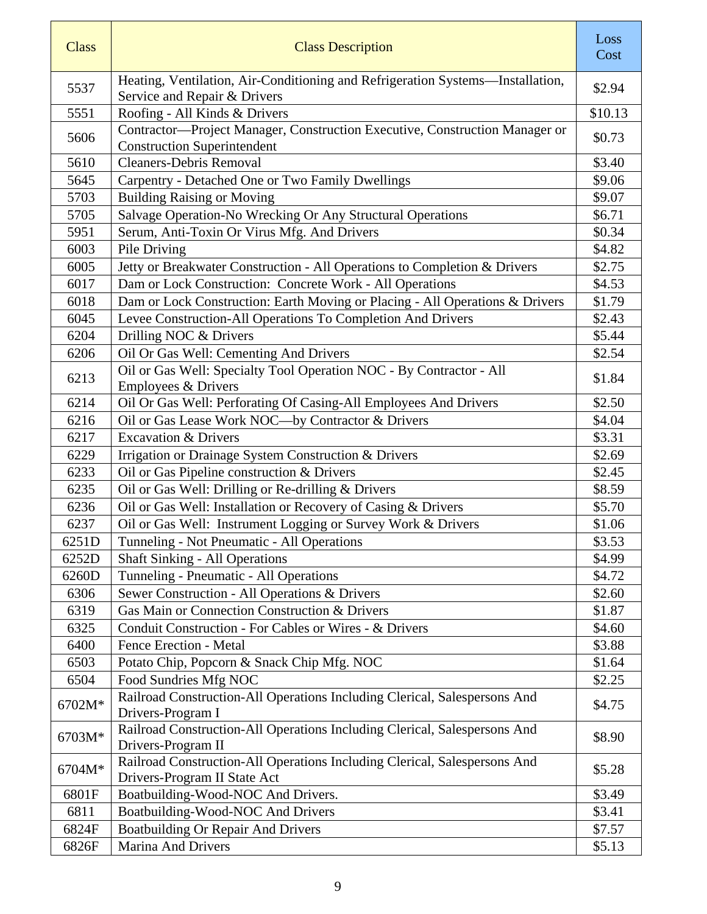| Class | Class Description | Loss Cost |
|---|---|---|
| 5537 | Heating, Ventilation, Air-Conditioning and Refrigeration Systems—Installation, Service and Repair & Drivers | $2.94 |
| 5551 | Roofing - All Kinds & Drivers | $10.13 |
| 5606 | Contractor—Project Manager, Construction Executive, Construction Manager or Construction Superintendent | $0.73 |
| 5610 | Cleaners-Debris Removal | $3.40 |
| 5645 | Carpentry - Detached One or Two Family Dwellings | $9.06 |
| 5703 | Building Raising or Moving | $9.07 |
| 5705 | Salvage Operation-No Wrecking Or Any Structural Operations | $6.71 |
| 5951 | Serum, Anti-Toxin Or Virus Mfg. And Drivers | $0.34 |
| 6003 | Pile Driving | $4.82 |
| 6005 | Jetty or Breakwater Construction - All Operations to Completion & Drivers | $2.75 |
| 6017 | Dam or Lock Construction: Concrete Work - All Operations | $4.53 |
| 6018 | Dam or Lock Construction: Earth Moving or Placing - All Operations & Drivers | $1.79 |
| 6045 | Levee Construction-All Operations To Completion And Drivers | $2.43 |
| 6204 | Drilling NOC & Drivers | $5.44 |
| 6206 | Oil Or Gas Well: Cementing And Drivers | $2.54 |
| 6213 | Oil or Gas Well: Specialty Tool Operation NOC - By Contractor - All Employees & Drivers | $1.84 |
| 6214 | Oil Or Gas Well: Perforating Of Casing-All Employees And Drivers | $2.50 |
| 6216 | Oil or Gas Lease Work NOC—by Contractor & Drivers | $4.04 |
| 6217 | Excavation & Drivers | $3.31 |
| 6229 | Irrigation or Drainage System Construction & Drivers | $2.69 |
| 6233 | Oil or Gas Pipeline construction & Drivers | $2.45 |
| 6235 | Oil or Gas Well: Drilling or Re-drilling & Drivers | $8.59 |
| 6236 | Oil or Gas Well: Installation or Recovery of Casing & Drivers | $5.70 |
| 6237 | Oil or Gas Well: Instrument Logging or Survey Work & Drivers | $1.06 |
| 6251D | Tunneling - Not Pneumatic - All Operations | $3.53 |
| 6252D | Shaft Sinking - All Operations | $4.99 |
| 6260D | Tunneling - Pneumatic - All Operations | $4.72 |
| 6306 | Sewer Construction - All Operations & Drivers | $2.60 |
| 6319 | Gas Main or Connection Construction & Drivers | $1.87 |
| 6325 | Conduit Construction - For Cables or Wires - & Drivers | $4.60 |
| 6400 | Fence Erection - Metal | $3.88 |
| 6503 | Potato Chip, Popcorn & Snack Chip Mfg. NOC | $1.64 |
| 6504 | Food Sundries Mfg NOC | $2.25 |
| 6702M* | Railroad Construction-All Operations Including Clerical, Salespersons And Drivers-Program I | $4.75 |
| 6703M* | Railroad Construction-All Operations Including Clerical, Salespersons And Drivers-Program II | $8.90 |
| 6704M* | Railroad Construction-All Operations Including Clerical, Salespersons And Drivers-Program II State Act | $5.28 |
| 6801F | Boatbuilding-Wood-NOC And Drivers. | $3.49 |
| 6811 | Boatbuilding-Wood-NOC And Drivers | $3.41 |
| 6824F | Boatbuilding Or Repair And Drivers | $7.57 |
| 6826F | Marina And Drivers | $5.13 |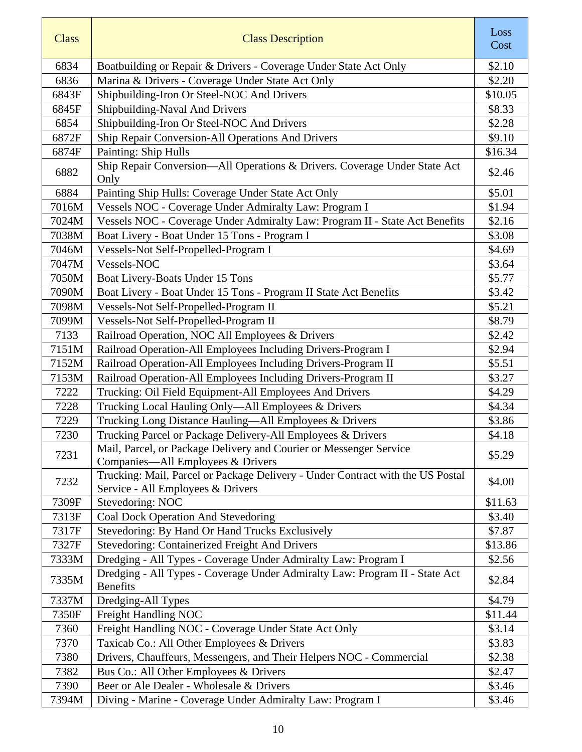| Class | Class Description | Loss Cost |
|---|---|---|
| 6834 | Boatbuilding or Repair & Drivers - Coverage Under State Act Only | $2.10 |
| 6836 | Marina & Drivers - Coverage Under State Act Only | $2.20 |
| 6843F | Shipbuilding-Iron Or Steel-NOC And Drivers | $10.05 |
| 6845F | Shipbuilding-Naval And Drivers | $8.33 |
| 6854 | Shipbuilding-Iron Or Steel-NOC And Drivers | $2.28 |
| 6872F | Ship Repair Conversion-All Operations And Drivers | $9.10 |
| 6874F | Painting: Ship Hulls | $16.34 |
| 6882 | Ship Repair Conversion—All Operations & Drivers. Coverage Under State Act Only | $2.46 |
| 6884 | Painting Ship Hulls: Coverage Under State Act Only | $5.01 |
| 7016M | Vessels NOC - Coverage Under Admiralty Law: Program I | $1.94 |
| 7024M | Vessels NOC - Coverage Under Admiralty Law: Program II - State Act Benefits | $2.16 |
| 7038M | Boat Livery - Boat Under 15 Tons - Program I | $3.08 |
| 7046M | Vessels-Not Self-Propelled-Program I | $4.69 |
| 7047M | Vessels-NOC | $3.64 |
| 7050M | Boat Livery-Boats Under 15 Tons | $5.77 |
| 7090M | Boat Livery - Boat Under 15 Tons - Program II State Act Benefits | $3.42 |
| 7098M | Vessels-Not Self-Propelled-Program II | $5.21 |
| 7099M | Vessels-Not Self-Propelled-Program II | $8.79 |
| 7133 | Railroad Operation, NOC All Employees & Drivers | $2.42 |
| 7151M | Railroad Operation-All Employees Including Drivers-Program I | $2.94 |
| 7152M | Railroad Operation-All Employees Including Drivers-Program II | $5.51 |
| 7153M | Railroad Operation-All Employees Including Drivers-Program II | $3.27 |
| 7222 | Trucking: Oil Field Equipment-All Employees And Drivers | $4.29 |
| 7228 | Trucking Local Hauling Only—All Employees & Drivers | $4.34 |
| 7229 | Trucking Long Distance Hauling—All Employees & Drivers | $3.86 |
| 7230 | Trucking Parcel or Package Delivery-All Employees & Drivers | $4.18 |
| 7231 | Mail, Parcel, or Package Delivery and Courier or Messenger Service Companies—All Employees & Drivers | $5.29 |
| 7232 | Trucking: Mail, Parcel or Package Delivery - Under Contract with the US Postal Service - All Employees & Drivers | $4.00 |
| 7309F | Stevedoring: NOC | $11.63 |
| 7313F | Coal Dock Operation And Stevedoring | $3.40 |
| 7317F | Stevedoring: By Hand Or Hand Trucks Exclusively | $7.87 |
| 7327F | Stevedoring: Containerized Freight And Drivers | $13.86 |
| 7333M | Dredging - All Types - Coverage Under Admiralty Law: Program I | $2.56 |
| 7335M | Dredging - All Types - Coverage Under Admiralty Law: Program II - State Act Benefits | $2.84 |
| 7337M | Dredging-All Types | $4.79 |
| 7350F | Freight Handling NOC | $11.44 |
| 7360 | Freight Handling NOC - Coverage Under State Act Only | $3.14 |
| 7370 | Taxicab Co.: All Other Employees & Drivers | $3.83 |
| 7380 | Drivers, Chauffeurs, Messengers, and Their Helpers NOC - Commercial | $2.38 |
| 7382 | Bus Co.: All Other Employees & Drivers | $2.47 |
| 7390 | Beer or Ale Dealer - Wholesale & Drivers | $3.46 |
| 7394M | Diving - Marine - Coverage Under Admiralty Law: Program I | $3.46 |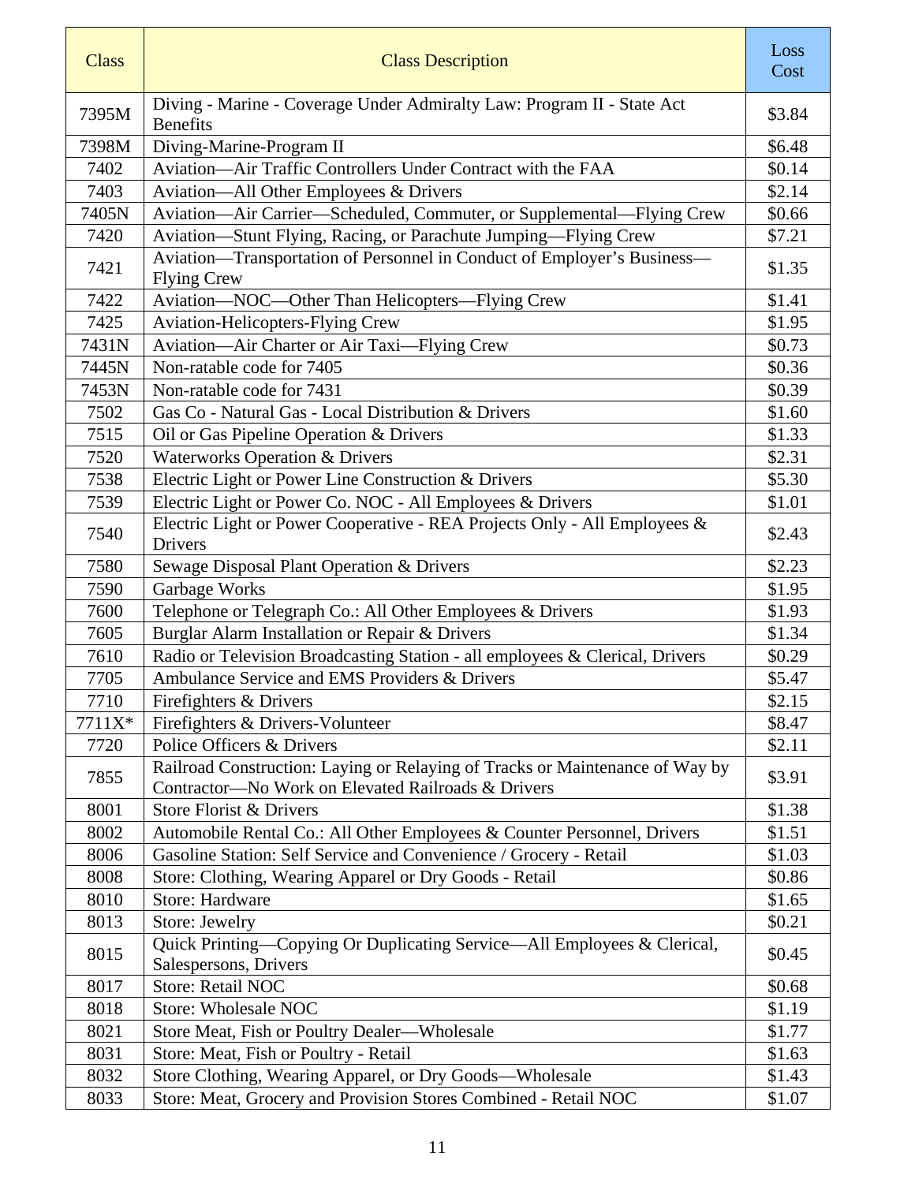| Class | Class Description | Loss Cost |
|---|---|---|
| 7395M | Diving - Marine - Coverage Under Admiralty Law: Program II - State Act Benefits | $3.84 |
| 7398M | Diving-Marine-Program II | $6.48 |
| 7402 | Aviation—Air Traffic Controllers Under Contract with the FAA | $0.14 |
| 7403 | Aviation—All Other Employees & Drivers | $2.14 |
| 7405N | Aviation—Air Carrier—Scheduled, Commuter, or Supplemental—Flying Crew | $0.66 |
| 7420 | Aviation—Stunt Flying, Racing, or Parachute Jumping—Flying Crew | $7.21 |
| 7421 | Aviation—Transportation of Personnel in Conduct of Employer's Business—Flying Crew | $1.35 |
| 7422 | Aviation—NOC—Other Than Helicopters—Flying Crew | $1.41 |
| 7425 | Aviation-Helicopters-Flying Crew | $1.95 |
| 7431N | Aviation—Air Charter or Air Taxi—Flying Crew | $0.73 |
| 7445N | Non-ratable code for 7405 | $0.36 |
| 7453N | Non-ratable code for 7431 | $0.39 |
| 7502 | Gas Co - Natural Gas - Local Distribution & Drivers | $1.60 |
| 7515 | Oil or Gas Pipeline Operation & Drivers | $1.33 |
| 7520 | Waterworks Operation & Drivers | $2.31 |
| 7538 | Electric Light or Power Line Construction & Drivers | $5.30 |
| 7539 | Electric Light or Power Co. NOC - All Employees & Drivers | $1.01 |
| 7540 | Electric Light or Power Cooperative - REA Projects Only - All Employees & Drivers | $2.43 |
| 7580 | Sewage Disposal Plant Operation & Drivers | $2.23 |
| 7590 | Garbage Works | $1.95 |
| 7600 | Telephone or Telegraph Co.: All Other Employees & Drivers | $1.93 |
| 7605 | Burglar Alarm Installation or Repair & Drivers | $1.34 |
| 7610 | Radio or Television Broadcasting Station - all employees & Clerical, Drivers | $0.29 |
| 7705 | Ambulance Service and EMS Providers & Drivers | $5.47 |
| 7710 | Firefighters & Drivers | $2.15 |
| 7711X* | Firefighters & Drivers-Volunteer | $8.47 |
| 7720 | Police Officers & Drivers | $2.11 |
| 7855 | Railroad Construction: Laying or Relaying of Tracks or Maintenance of Way by Contractor—No Work on Elevated Railroads & Drivers | $3.91 |
| 8001 | Store Florist & Drivers | $1.38 |
| 8002 | Automobile Rental Co.: All Other Employees & Counter Personnel, Drivers | $1.51 |
| 8006 | Gasoline Station: Self Service and Convenience / Grocery - Retail | $1.03 |
| 8008 | Store: Clothing, Wearing Apparel or Dry Goods - Retail | $0.86 |
| 8010 | Store: Hardware | $1.65 |
| 8013 | Store: Jewelry | $0.21 |
| 8015 | Quick Printing—Copying Or Duplicating Service—All Employees & Clerical, Salespersons, Drivers | $0.45 |
| 8017 | Store: Retail NOC | $0.68 |
| 8018 | Store: Wholesale NOC | $1.19 |
| 8021 | Store Meat, Fish or Poultry Dealer—Wholesale | $1.77 |
| 8031 | Store: Meat, Fish or Poultry - Retail | $1.63 |
| 8032 | Store Clothing, Wearing Apparel, or Dry Goods—Wholesale | $1.43 |
| 8033 | Store: Meat, Grocery and Provision Stores Combined - Retail NOC | $1.07 |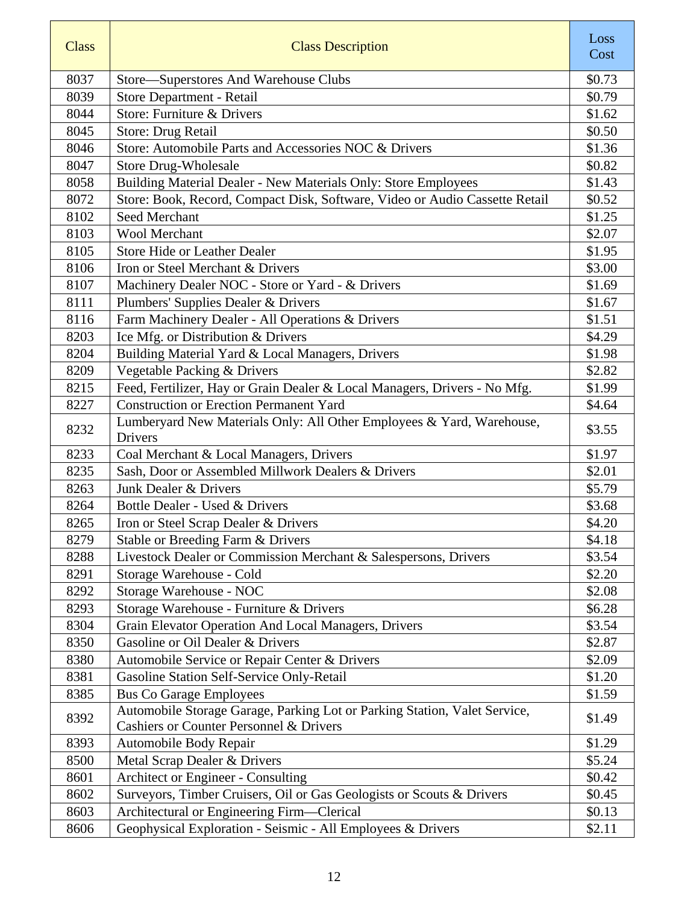| Class | Class Description | Loss Cost |
|---|---|---|
| 8037 | Store—Superstores And Warehouse Clubs | $0.73 |
| 8039 | Store Department - Retail | $0.79 |
| 8044 | Store: Furniture & Drivers | $1.62 |
| 8045 | Store: Drug Retail | $0.50 |
| 8046 | Store: Automobile Parts and Accessories NOC & Drivers | $1.36 |
| 8047 | Store Drug-Wholesale | $0.82 |
| 8058 | Building Material Dealer - New Materials Only: Store Employees | $1.43 |
| 8072 | Store: Book, Record, Compact Disk, Software, Video or Audio Cassette Retail | $0.52 |
| 8102 | Seed Merchant | $1.25 |
| 8103 | Wool Merchant | $2.07 |
| 8105 | Store Hide or Leather Dealer | $1.95 |
| 8106 | Iron or Steel Merchant & Drivers | $3.00 |
| 8107 | Machinery Dealer NOC - Store or Yard - & Drivers | $1.69 |
| 8111 | Plumbers' Supplies Dealer & Drivers | $1.67 |
| 8116 | Farm Machinery Dealer - All Operations & Drivers | $1.51 |
| 8203 | Ice Mfg. or Distribution & Drivers | $4.29 |
| 8204 | Building Material Yard & Local Managers, Drivers | $1.98 |
| 8209 | Vegetable Packing & Drivers | $2.82 |
| 8215 | Feed, Fertilizer, Hay or Grain Dealer & Local Managers, Drivers - No Mfg. | $1.99 |
| 8227 | Construction or Erection Permanent Yard | $4.64 |
| 8232 | Lumberyard New Materials Only: All Other Employees & Yard, Warehouse, Drivers | $3.55 |
| 8233 | Coal Merchant & Local Managers, Drivers | $1.97 |
| 8235 | Sash, Door or Assembled Millwork Dealers & Drivers | $2.01 |
| 8263 | Junk Dealer & Drivers | $5.79 |
| 8264 | Bottle Dealer - Used & Drivers | $3.68 |
| 8265 | Iron or Steel Scrap Dealer & Drivers | $4.20 |
| 8279 | Stable or Breeding Farm & Drivers | $4.18 |
| 8288 | Livestock Dealer or Commission Merchant & Salespersons, Drivers | $3.54 |
| 8291 | Storage Warehouse - Cold | $2.20 |
| 8292 | Storage Warehouse - NOC | $2.08 |
| 8293 | Storage Warehouse - Furniture & Drivers | $6.28 |
| 8304 | Grain Elevator Operation And Local Managers, Drivers | $3.54 |
| 8350 | Gasoline or Oil Dealer & Drivers | $2.87 |
| 8380 | Automobile Service or Repair Center & Drivers | $2.09 |
| 8381 | Gasoline Station Self-Service Only-Retail | $1.20 |
| 8385 | Bus Co Garage Employees | $1.59 |
| 8392 | Automobile Storage Garage, Parking Lot or Parking Station, Valet Service, Cashiers or Counter Personnel & Drivers | $1.49 |
| 8393 | Automobile Body Repair | $1.29 |
| 8500 | Metal Scrap Dealer & Drivers | $5.24 |
| 8601 | Architect or Engineer - Consulting | $0.42 |
| 8602 | Surveyors, Timber Cruisers, Oil or Gas Geologists or Scouts & Drivers | $0.45 |
| 8603 | Architectural or Engineering Firm—Clerical | $0.13 |
| 8606 | Geophysical Exploration - Seismic - All Employees & Drivers | $2.11 |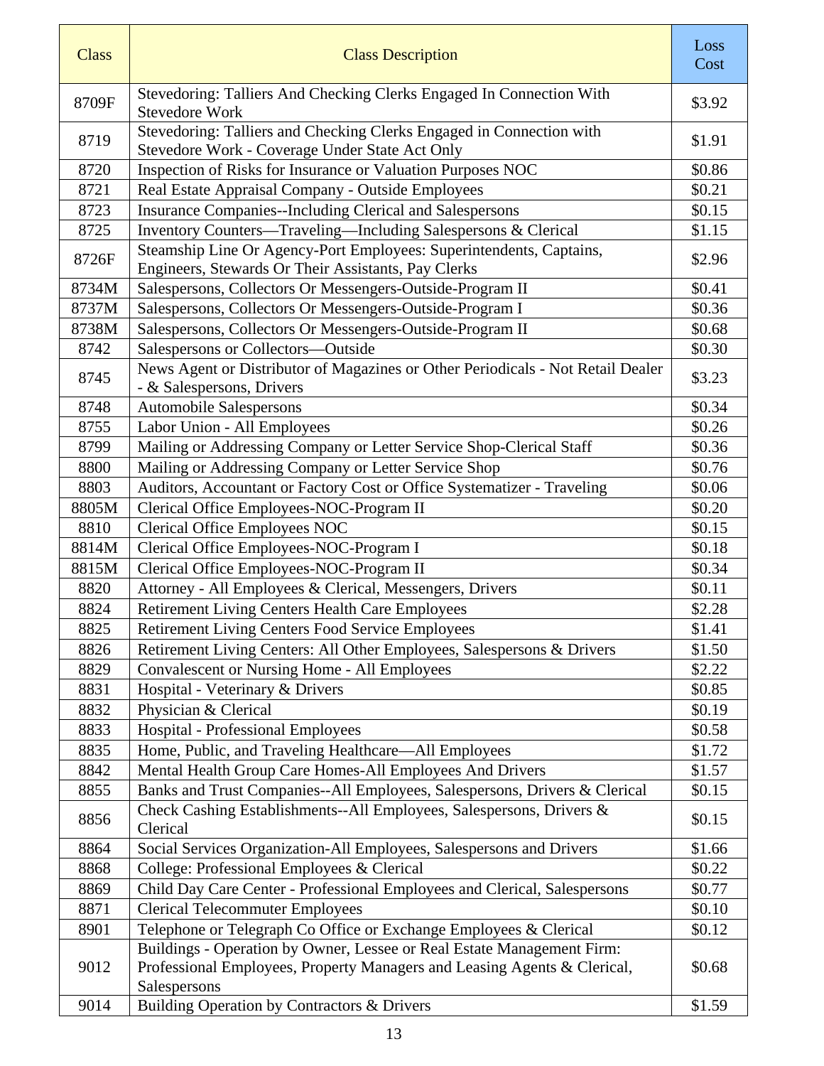| Class | Class Description | Loss Cost |
|---|---|---|
| 8709F | Stevedoring: Talliers And Checking Clerks Engaged In Connection With Stevedore Work | $3.92 |
| 8719 | Stevedoring: Talliers and Checking Clerks Engaged in Connection with Stevedore Work - Coverage Under State Act Only | $1.91 |
| 8720 | Inspection of Risks for Insurance or Valuation Purposes NOC | $0.86 |
| 8721 | Real Estate Appraisal Company - Outside Employees | $0.21 |
| 8723 | Insurance Companies--Including Clerical and Salespersons | $0.15 |
| 8725 | Inventory Counters—Traveling—Including Salespersons & Clerical | $1.15 |
| 8726F | Steamship Line Or Agency-Port Employees: Superintendents, Captains, Engineers, Stewards Or Their Assistants, Pay Clerks | $2.96 |
| 8734M | Salespersons, Collectors Or Messengers-Outside-Program II | $0.41 |
| 8737M | Salespersons, Collectors Or Messengers-Outside-Program I | $0.36 |
| 8738M | Salespersons, Collectors Or Messengers-Outside-Program II | $0.68 |
| 8742 | Salespersons or Collectors—Outside | $0.30 |
| 8745 | News Agent or Distributor of Magazines or Other Periodicals - Not Retail Dealer - & Salespersons, Drivers | $3.23 |
| 8748 | Automobile Salespersons | $0.34 |
| 8755 | Labor Union - All Employees | $0.26 |
| 8799 | Mailing or Addressing Company or Letter Service Shop-Clerical Staff | $0.36 |
| 8800 | Mailing or Addressing Company or Letter Service Shop | $0.76 |
| 8803 | Auditors, Accountant or Factory Cost or Office Systematizer - Traveling | $0.06 |
| 8805M | Clerical Office Employees-NOC-Program II | $0.20 |
| 8810 | Clerical Office Employees NOC | $0.15 |
| 8814M | Clerical Office Employees-NOC-Program I | $0.18 |
| 8815M | Clerical Office Employees-NOC-Program II | $0.34 |
| 8820 | Attorney - All Employees & Clerical, Messengers, Drivers | $0.11 |
| 8824 | Retirement Living Centers Health Care Employees | $2.28 |
| 8825 | Retirement Living Centers Food Service Employees | $1.41 |
| 8826 | Retirement Living Centers: All Other Employees, Salespersons & Drivers | $1.50 |
| 8829 | Convalescent or Nursing Home - All Employees | $2.22 |
| 8831 | Hospital - Veterinary & Drivers | $0.85 |
| 8832 | Physician & Clerical | $0.19 |
| 8833 | Hospital - Professional Employees | $0.58 |
| 8835 | Home, Public, and Traveling Healthcare—All Employees | $1.72 |
| 8842 | Mental Health Group Care Homes-All Employees And Drivers | $1.57 |
| 8855 | Banks and Trust Companies--All Employees, Salespersons, Drivers & Clerical | $0.15 |
| 8856 | Check Cashing Establishments--All Employees, Salespersons, Drivers & Clerical | $0.15 |
| 8864 | Social Services Organization-All Employees, Salespersons and Drivers | $1.66 |
| 8868 | College: Professional Employees & Clerical | $0.22 |
| 8869 | Child Day Care Center - Professional Employees and Clerical, Salespersons | $0.77 |
| 8871 | Clerical Telecommuter Employees | $0.10 |
| 8901 | Telephone or Telegraph Co Office or Exchange Employees & Clerical | $0.12 |
| 9012 | Buildings - Operation by Owner, Lessee or Real Estate Management Firm: Professional Employees, Property Managers and Leasing Agents & Clerical, Salespersons | $0.68 |
| 9014 | Building Operation by Contractors & Drivers | $1.59 |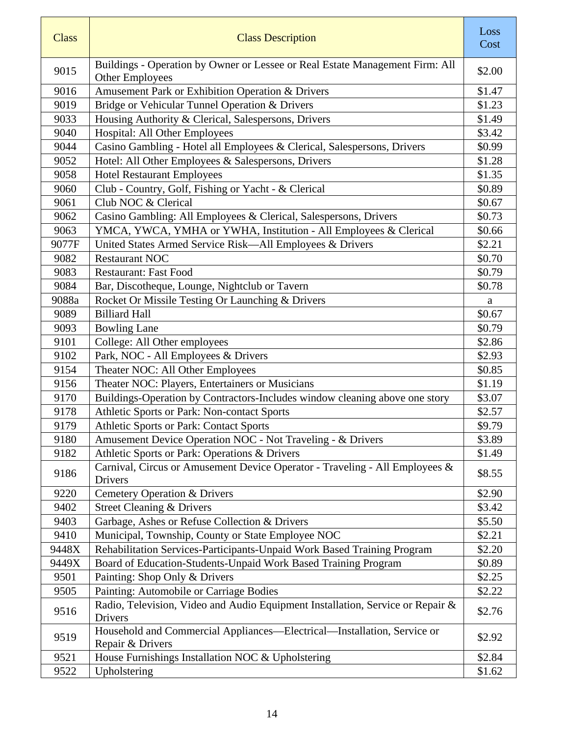| Class | Class Description | Loss Cost |
|---|---|---|
| 9015 | Buildings - Operation by Owner or Lessee or Real Estate Management Firm: All Other Employees | $2.00 |
| 9016 | Amusement Park or Exhibition Operation & Drivers | $1.47 |
| 9019 | Bridge or Vehicular Tunnel Operation & Drivers | $1.23 |
| 9033 | Housing Authority & Clerical, Salespersons, Drivers | $1.49 |
| 9040 | Hospital: All Other Employees | $3.42 |
| 9044 | Casino Gambling - Hotel all Employees & Clerical, Salespersons, Drivers | $0.99 |
| 9052 | Hotel: All Other Employees & Salespersons, Drivers | $1.28 |
| 9058 | Hotel Restaurant Employees | $1.35 |
| 9060 | Club - Country, Golf, Fishing or Yacht - & Clerical | $0.89 |
| 9061 | Club NOC & Clerical | $0.67 |
| 9062 | Casino Gambling: All Employees & Clerical, Salespersons, Drivers | $0.73 |
| 9063 | YMCA, YWCA, YMHA or YWHA, Institution - All Employees & Clerical | $0.66 |
| 9077F | United States Armed Service Risk—All Employees & Drivers | $2.21 |
| 9082 | Restaurant NOC | $0.70 |
| 9083 | Restaurant: Fast Food | $0.79 |
| 9084 | Bar, Discotheque, Lounge, Nightclub or Tavern | $0.78 |
| 9088a | Rocket Or Missile Testing Or Launching & Drivers | a |
| 9089 | Billiard Hall | $0.67 |
| 9093 | Bowling Lane | $0.79 |
| 9101 | College: All Other employees | $2.86 |
| 9102 | Park, NOC - All Employees & Drivers | $2.93 |
| 9154 | Theater NOC: All Other Employees | $0.85 |
| 9156 | Theater NOC: Players, Entertainers or Musicians | $1.19 |
| 9170 | Buildings-Operation by Contractors-Includes window cleaning above one story | $3.07 |
| 9178 | Athletic Sports or Park: Non-contact Sports | $2.57 |
| 9179 | Athletic Sports or Park: Contact Sports | $9.79 |
| 9180 | Amusement Device Operation NOC - Not Traveling - & Drivers | $3.89 |
| 9182 | Athletic Sports or Park: Operations & Drivers | $1.49 |
| 9186 | Carnival, Circus or Amusement Device Operator - Traveling - All Employees & Drivers | $8.55 |
| 9220 | Cemetery Operation & Drivers | $2.90 |
| 9402 | Street Cleaning & Drivers | $3.42 |
| 9403 | Garbage, Ashes or Refuse Collection & Drivers | $5.50 |
| 9410 | Municipal, Township, County or State Employee NOC | $2.21 |
| 9448X | Rehabilitation Services-Participants-Unpaid Work Based Training Program | $2.20 |
| 9449X | Board of Education-Students-Unpaid Work Based Training Program | $0.89 |
| 9501 | Painting: Shop Only & Drivers | $2.25 |
| 9505 | Painting: Automobile or Carriage Bodies | $2.22 |
| 9516 | Radio, Television, Video and Audio Equipment Installation, Service or Repair & Drivers | $2.76 |
| 9519 | Household and Commercial Appliances—Electrical—Installation, Service or Repair & Drivers | $2.92 |
| 9521 | House Furnishings Installation NOC & Upholstering | $2.84 |
| 9522 | Upholstering | $1.62 |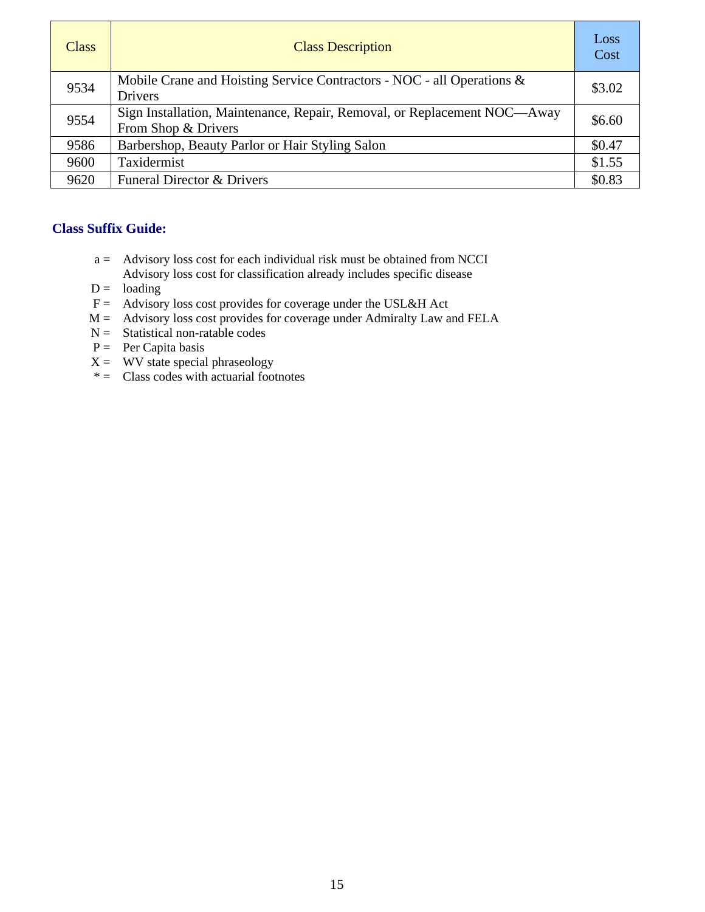| Class | Class Description | Loss Cost |
|---|---|---|
| 9534 | Mobile Crane and Hoisting Service Contractors - NOC - all Operations & Drivers | $3.02 |
| 9554 | Sign Installation, Maintenance, Repair, Removal, or Replacement NOC—Away From Shop & Drivers | $6.60 |
| 9586 | Barbershop, Beauty Parlor or Hair Styling Salon | $0.47 |
| 9600 | Taxidermist | $1.55 |
| 9620 | Funeral Director & Drivers | $0.83 |

**Class Suffix Guide:**

a = Advisory loss cost for each individual risk must be obtained from NCCI
D = Advisory loss cost for classification already includes specific disease loading
F = Advisory loss cost provides for coverage under the USL&H Act
M = Advisory loss cost provides for coverage under Admiralty Law and FELA
N = Statistical non-ratable codes
P = Per Capita basis
X = WV state special phraseology
* = Class codes with actuarial footnotes